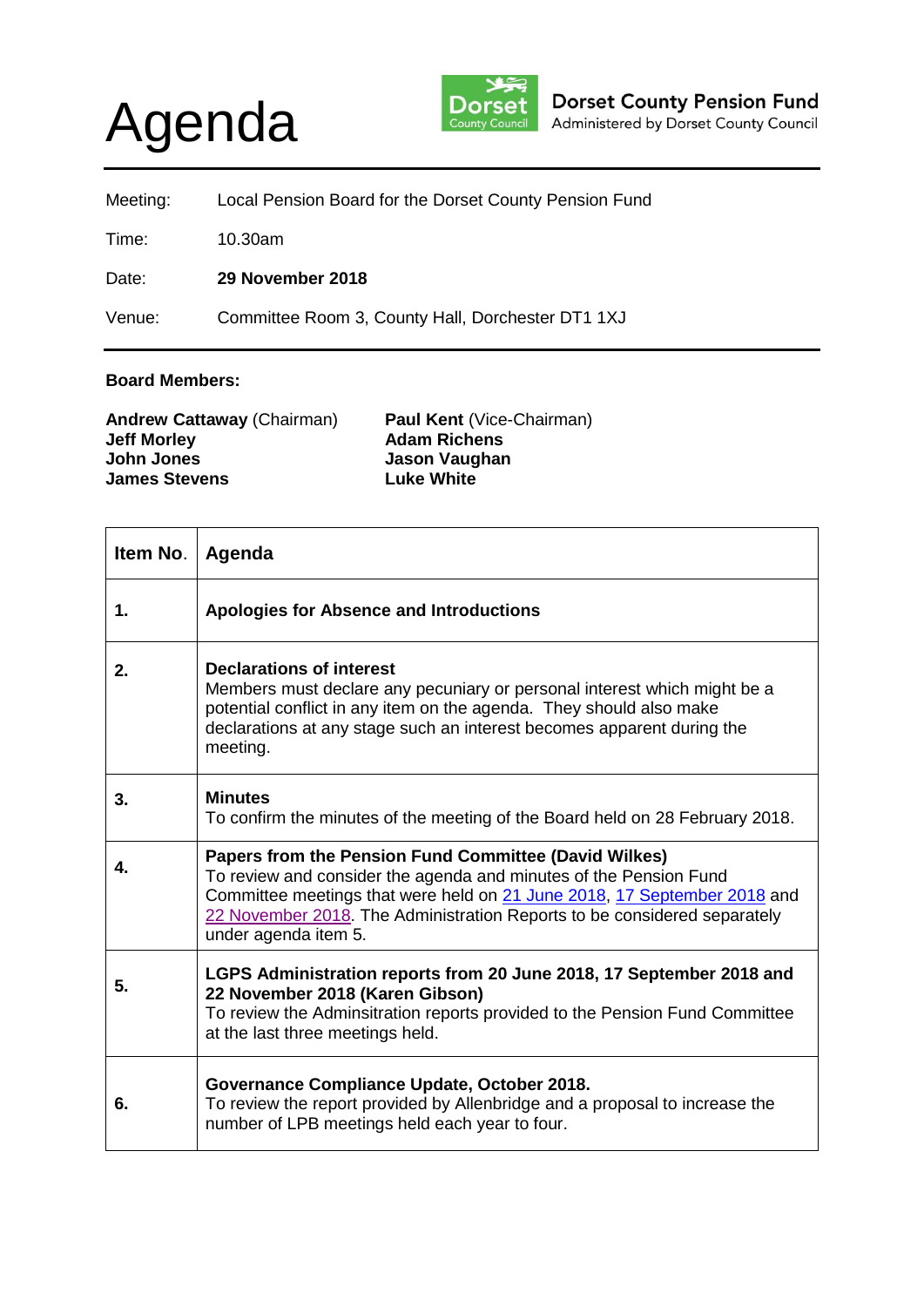# Agenda

**Dorset County Pension Fund**
Administered by Dorset County Council

| | |
|---|---|
| Meeting: | Local Pension Board for the Dorset County Pension Fund |
| Time: | 10.30am |
| Date: | **29 November 2018** |
| Venue: | Committee Room 3, County Hall, Dorchester DT1 1XJ |

**Board Members:**

**Andrew Cattaway** (Chairman)
**Jeff Morley**
**John Jones**
**James Stevens**
**Paul Kent** (Vice-Chairman)
**Adam Richens**
**Jason Vaughan**
**Luke White**

| Item No. | Agenda |
|---|---|
| **1.** | **Apologies for Absence and Introductions** |
| **2.** | **Declarations of interest** Members must declare any pecuniary or personal interest which might be a potential conflict in any item on the agenda. They should also make declarations at any stage such an interest becomes apparent during the meeting. |
| **3.** | **Minutes** To confirm the minutes of the meeting of the Board held on 28 February 2018. |
| **4.** | **Papers from the Pension Fund Committee (David Wilkes)** To review and consider the agenda and minutes of the Pension Fund Committee meetings that were held on 21 June 2018, 17 September 2018 and 22 November 2018. The Administration Reports to be considered separately under agenda item 5. |
| **5.** | **LGPS Administration reports from 20 June 2018, 17 September 2018 and 22 November 2018 (Karen Gibson)** To review the Adminsitration reports provided to the Pension Fund Committee at the last three meetings held. |
| **6.** | **Governance Compliance Update, October 2018.** To review the report provided by Allenbridge and a proposal to increase the number of LPB meetings held each year to four. |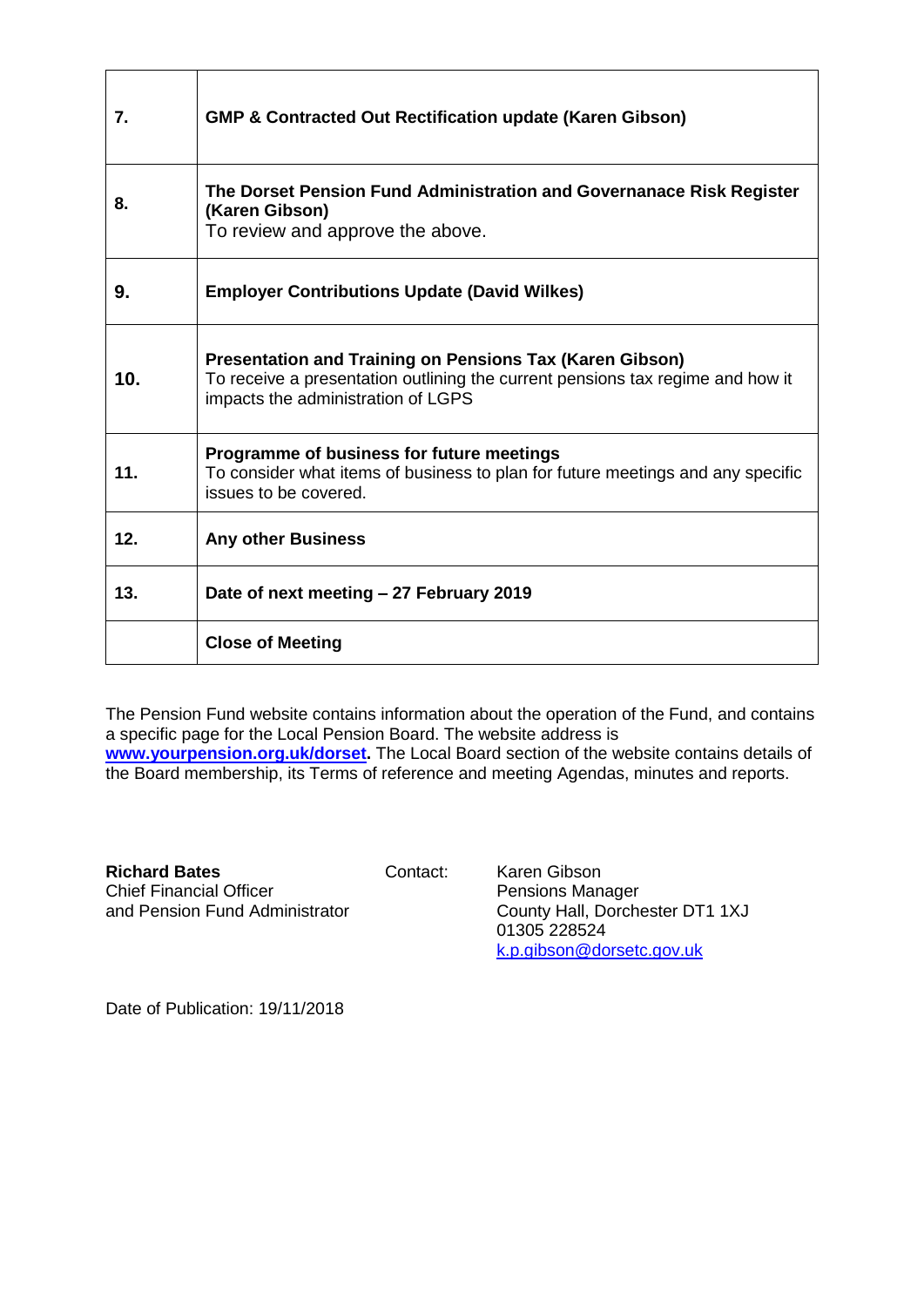| | |
|---|---|
| 7. | **GMP & Contracted Out Rectification update (Karen Gibson)** |
| 8. | **The Dorset Pension Fund Administration and Governanace Risk Register (Karen Gibson)**<br>To review and approve the above. |
| 9. | **Employer Contributions Update (David Wilkes)** |
| 10. | **Presentation and Training on Pensions Tax (Karen Gibson)**<br>To receive a presentation outlining the current pensions tax regime and how it impacts the administration of LGPS |
| 11. | **Programme of business for future meetings**<br>To consider what items of business to plan for future meetings and any specific issues to be covered. |
| 12. | **Any other Business** |
| 13. | **Date of next meeting – 27 February 2019** |
| | **Close of Meeting** |

The Pension Fund website contains information about the operation of the Fund, and contains a specific page for the Local Pension Board. The website address is **www.yourpension.org.uk/dorset.** The Local Board section of the website contains details of the Board membership, its Terms of reference and meeting Agendas, minutes and reports.

**Richard Bates**
Chief Financial Officer
and Pension Fund Administrator

Contact:
Karen Gibson
Pensions Manager
County Hall, Dorchester DT1 1XJ
01305 228524
k.p.gibson@dorsetc.gov.uk

Date of Publication: 19/11/2018